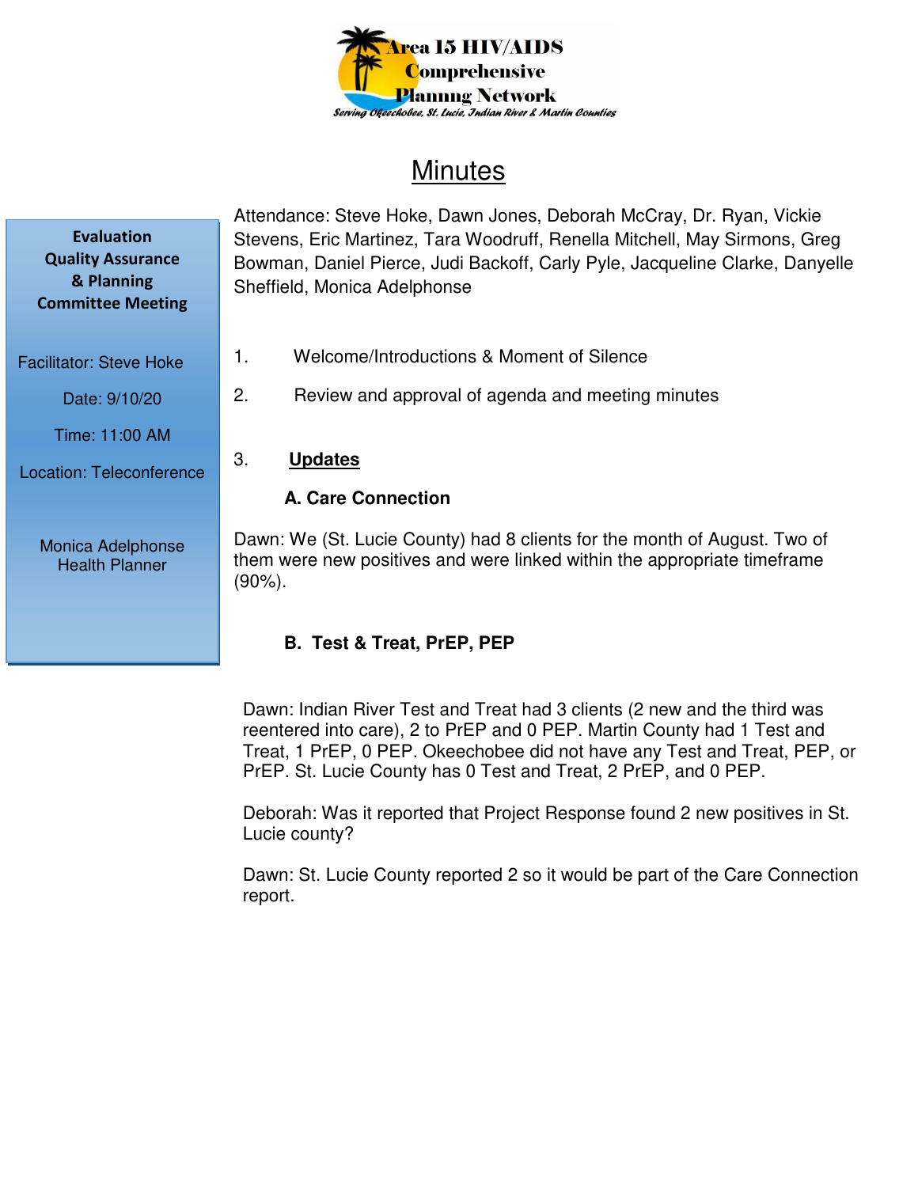Area 15 HIV/AIDS Comprehensive Planning Network

*Serving Okeechobee, St. Lucie, Indian River & Martin Counties*

# Minutes

**Evaluation Quality Assurance & Planning Committee Meeting**

Facilitator: Steve Hoke

Date: 9/10/20

Time: 11:00 AM

Location: Teleconference

Monica Adelphonse
Health Planner

Attendance: Steve Hoke, Dawn Jones, Deborah McCray, Dr. Ryan, Vickie Stevens, Eric Martinez, Tara Woodruff, Renella Mitchell, May Sirmons, Greg Bowman, Daniel Pierce, Judi Backoff, Carly Pyle, Jacqueline Clarke, Danyelle Sheffield, Monica Adelphonse

1. Welcome/Introductions & Moment of Silence
2. Review and approval of agenda and meeting minutes
3. **Updates**

### A. Care Connection

Dawn: We (St. Lucie County) had 8 clients for the month of August. Two of them were new positives and were linked within the appropriate timeframe (90%).

### B. Test & Treat, PrEP, PEP

Dawn: Indian River Test and Treat had 3 clients (2 new and the third was reentered into care), 2 to PrEP and 0 PEP. Martin County had 1 Test and Treat, 1 PrEP, 0 PEP. Okeechobee did not have any Test and Treat, PEP, or PrEP. St. Lucie County has 0 Test and Treat, 2 PrEP, and 0 PEP.

Deborah: Was it reported that Project Response found 2 new positives in St. Lucie county?

Dawn: St. Lucie County reported 2 so it would be part of the Care Connection report.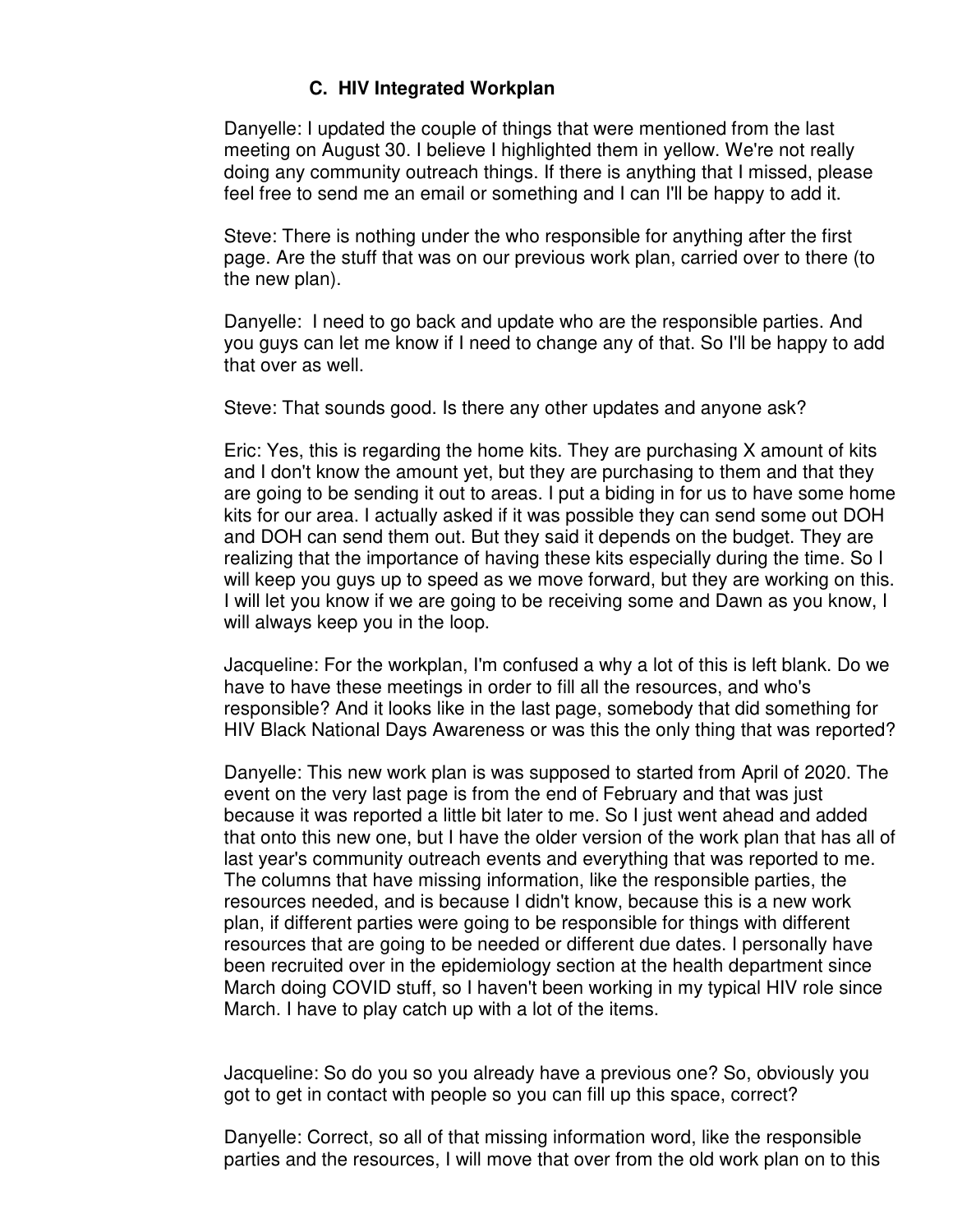### C. HIV Integrated Workplan

Danyelle: I updated the couple of things that were mentioned from the last meeting on August 30. I believe I highlighted them in yellow. We're not really doing any community outreach things. If there is anything that I missed, please feel free to send me an email or something and I can I'll be happy to add it.

Steve: There is nothing under the who responsible for anything after the first page. Are the stuff that was on our previous work plan, carried over to there (to the new plan).

Danyelle: I need to go back and update who are the responsible parties. And you guys can let me know if I need to change any of that. So I'll be happy to add that over as well.

Steve: That sounds good. Is there any other updates and anyone ask?

Eric: Yes, this is regarding the home kits. They are purchasing X amount of kits and I don't know the amount yet, but they are purchasing to them and that they are going to be sending it out to areas. I put a biding in for us to have some home kits for our area. I actually asked if it was possible they can send some out DOH and DOH can send them out. But they said it depends on the budget. They are realizing that the importance of having these kits especially during the time. So I will keep you guys up to speed as we move forward, but they are working on this. I will let you know if we are going to be receiving some and Dawn as you know, I will always keep you in the loop.

Jacqueline: For the workplan, I'm confused a why a lot of this is left blank. Do we have to have these meetings in order to fill all the resources, and who's responsible? And it looks like in the last page, somebody that did something for HIV Black National Days Awareness or was this the only thing that was reported?

Danyelle: This new work plan is was supposed to started from April of 2020. The event on the very last page is from the end of February and that was just because it was reported a little bit later to me. So I just went ahead and added that onto this new one, but I have the older version of the work plan that has all of last year's community outreach events and everything that was reported to me. The columns that have missing information, like the responsible parties, the resources needed, and is because I didn't know, because this is a new work plan, if different parties were going to be responsible for things with different resources that are going to be needed or different due dates. I personally have been recruited over in the epidemiology section at the health department since March doing COVID stuff, so I haven't been working in my typical HIV role since March. I have to play catch up with a lot of the items.

Jacqueline: So do you so you already have a previous one? So, obviously you got to get in contact with people so you can fill up this space, correct?

Danyelle: Correct, so all of that missing information word, like the responsible parties and the resources, I will move that over from the old work plan on to this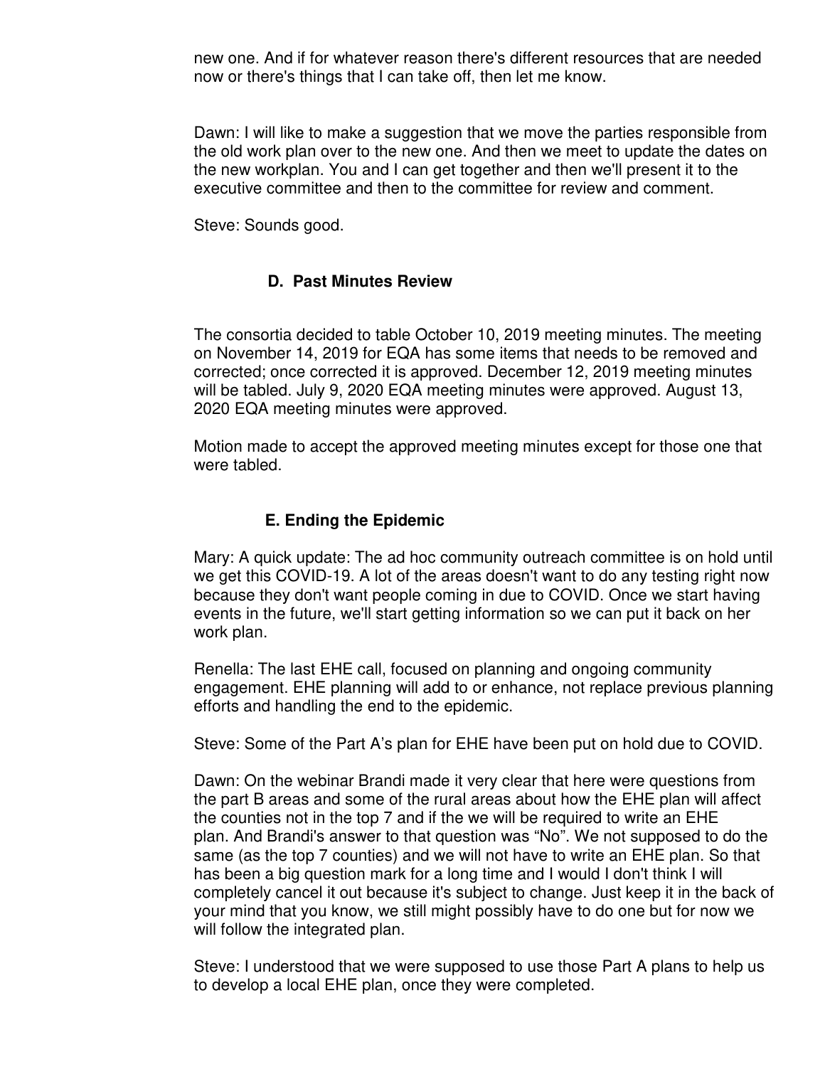new one. And if for whatever reason there's different resources that are needed now or there's things that I can take off, then let me know.

Dawn: I will like to make a suggestion that we move the parties responsible from the old work plan over to the new one. And then we meet to update the dates on the new workplan. You and I can get together and then we'll present it to the executive committee and then to the committee for review and comment.

Steve: Sounds good.

### D. Past Minutes Review

The consortia decided to table October 10, 2019 meeting minutes. The meeting on November 14, 2019 for EQA has some items that needs to be removed and corrected; once corrected it is approved. December 12, 2019 meeting minutes will be tabled. July 9, 2020 EQA meeting minutes were approved. August 13, 2020 EQA meeting minutes were approved.

Motion made to accept the approved meeting minutes except for those one that were tabled.

### E. Ending the Epidemic

Mary: A quick update: The ad hoc community outreach committee is on hold until we get this COVID-19. A lot of the areas doesn't want to do any testing right now because they don't want people coming in due to COVID. Once we start having events in the future, we'll start getting information so we can put it back on her work plan.

Renella: The last EHE call, focused on planning and ongoing community engagement. EHE planning will add to or enhance, not replace previous planning efforts and handling the end to the epidemic.

Steve: Some of the Part A's plan for EHE have been put on hold due to COVID.

Dawn: On the webinar Brandi made it very clear that here were questions from the part B areas and some of the rural areas about how the EHE plan will affect the counties not in the top 7 and if the we will be required to write an EHE plan. And Brandi's answer to that question was "No". We not supposed to do the same (as the top 7 counties) and we will not have to write an EHE plan. So that has been a big question mark for a long time and I would I don't think I will completely cancel it out because it's subject to change. Just keep it in the back of your mind that you know, we still might possibly have to do one but for now we will follow the integrated plan.

Steve: I understood that we were supposed to use those Part A plans to help us to develop a local EHE plan, once they were completed.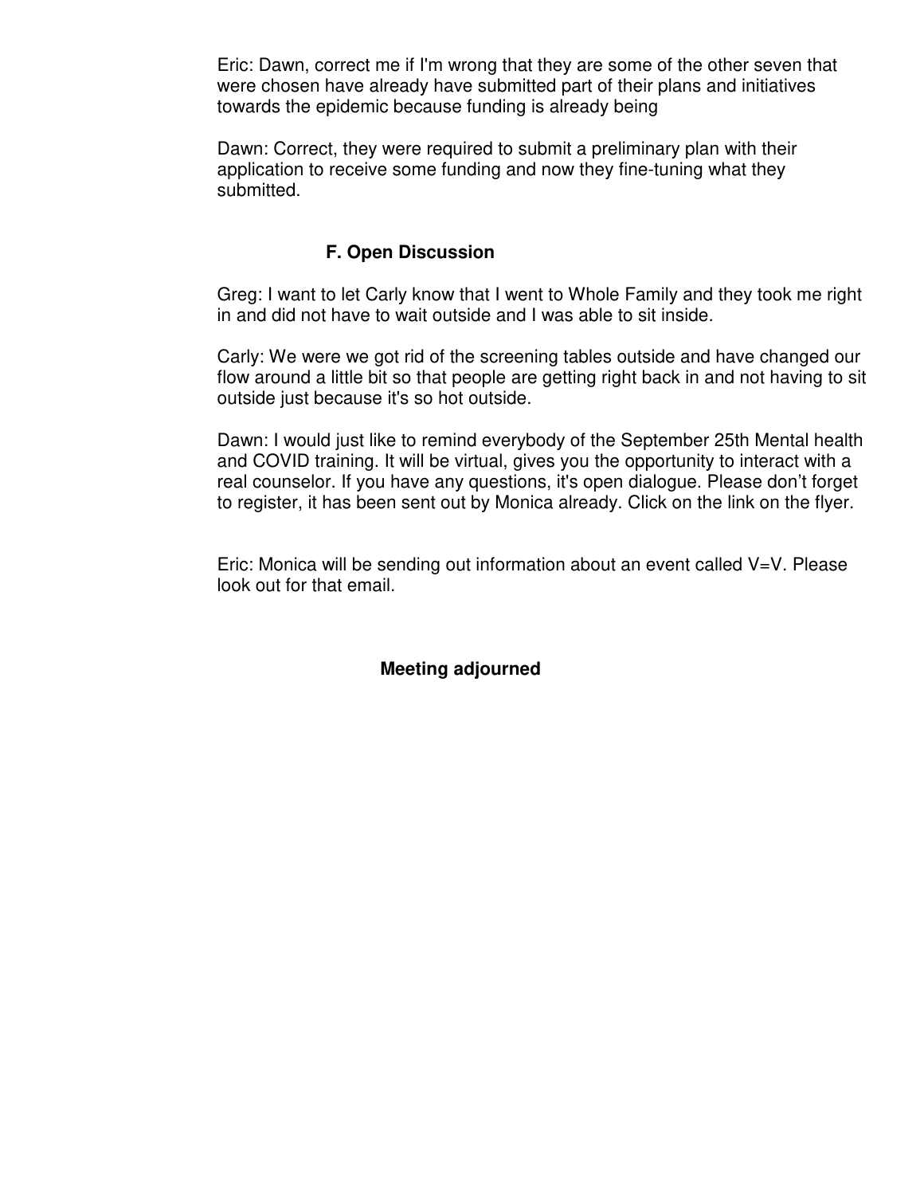Eric: Dawn, correct me if I'm wrong that they are some of the other seven that were chosen have already have submitted part of their plans and initiatives towards the epidemic because funding is already being

Dawn: Correct, they were required to submit a preliminary plan with their application to receive some funding and now they fine-tuning what they submitted.

### F. Open Discussion

Greg: I want to let Carly know that I went to Whole Family and they took me right in and did not have to wait outside and I was able to sit inside.

Carly: We were we got rid of the screening tables outside and have changed our flow around a little bit so that people are getting right back in and not having to sit outside just because it's so hot outside.

Dawn: I would just like to remind everybody of the September 25th Mental health and COVID training. It will be virtual, gives you the opportunity to interact with a real counselor. If you have any questions, it's open dialogue. Please don't forget to register, it has been sent out by Monica already. Click on the link on the flyer.

Eric: Monica will be sending out information about an event called V=V. Please look out for that email.

**Meeting adjourned**